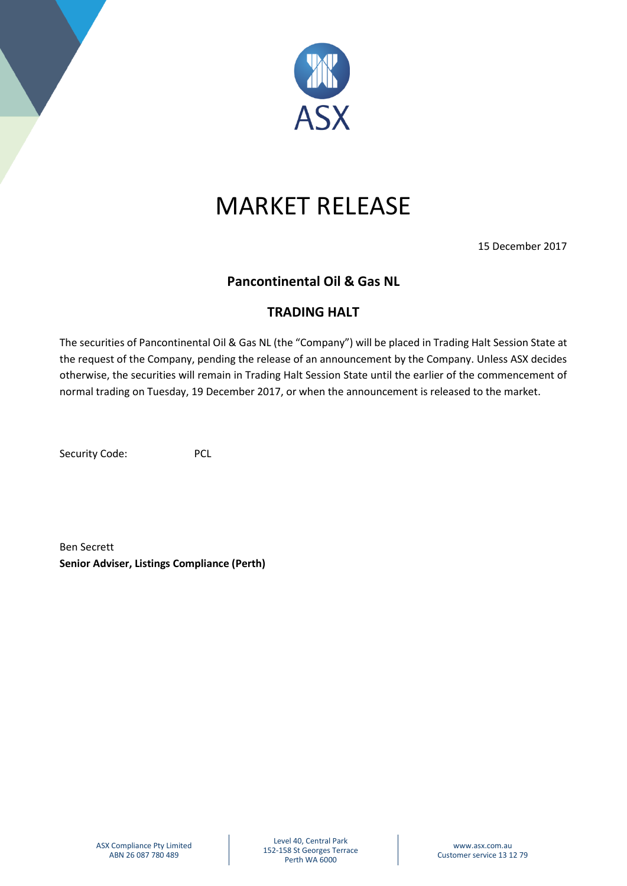# MARKET RELEASE

15 December 2017

## Pancontinental Oil & Gas NL

## TRADING HALT

The securities of Pancontinental Oil & Gas NL (the "Company") will be placed in Trading Halt Session State at the request of the Company, pending the release of an announcement by the Company. Unless ASX decides otherwise, the securities will remain in Trading Halt Session State until the earlier of the commencement of normal trading on Tuesday, 19 December 2017, or when the announcement is released to the market.

Security Code: PCL

Ben Secrett
**Senior Adviser, Listings Compliance (Perth)**

ASX Compliance Pty Limited
ABN 26 087 780 489

Level 40, Central Park
152-158 St Georges Terrace
Perth WA 6000

www.asx.com.au
Customer service 13 12 79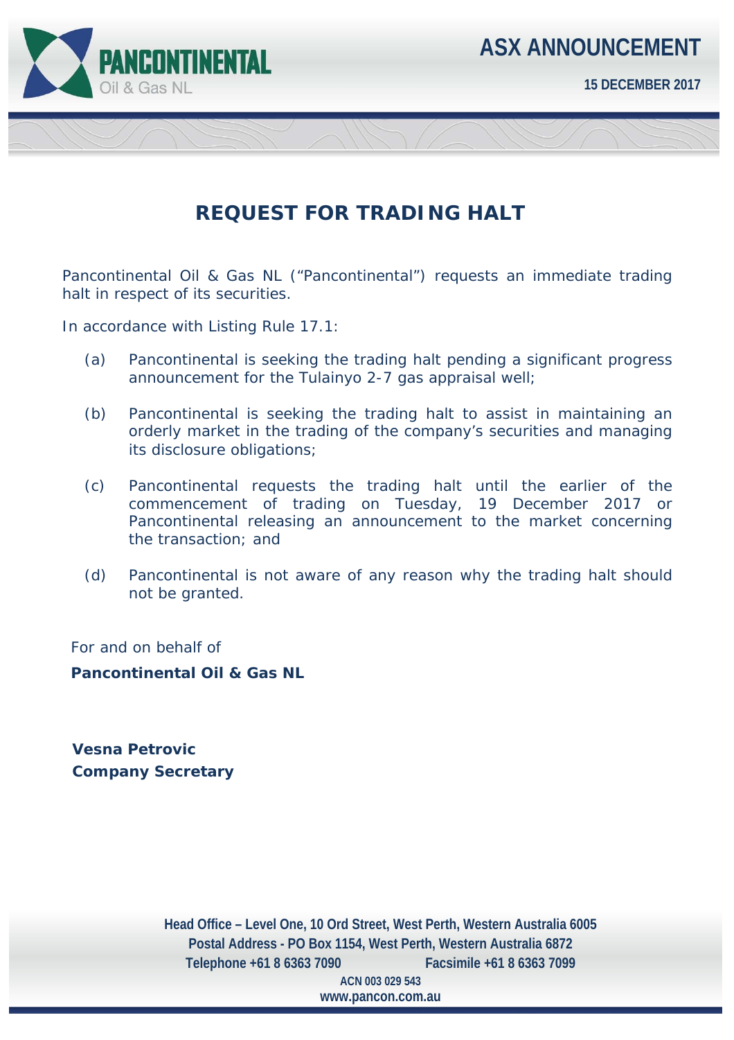# ASX ANNOUNCEMENT

**15 DECEMBER 2017**

## REQUEST FOR TRADING HALT

Pancontinental Oil & Gas NL ("Pancontinental") requests an immediate trading halt in respect of its securities.

In accordance with Listing Rule 17.1:

(a) Pancontinental is seeking the trading halt pending a significant progress announcement for the Tulainyo 2-7 gas appraisal well;

(b) Pancontinental is seeking the trading halt to assist in maintaining an orderly market in the trading of the company's securities and managing its disclosure obligations;

(c) Pancontinental requests the trading halt until the earlier of the commencement of trading on Tuesday, 19 December 2017 or Pancontinental releasing an announcement to the market concerning the transaction; and

(d) Pancontinental is not aware of any reason why the trading halt should not be granted.

For and on behalf of

**Pancontinental Oil & Gas NL**

**Vesna Petrovic**
**Company Secretary**

**Head Office – Level One, 10 Ord Street, West Perth, Western Australia 6005**
**Postal Address - PO Box 1154, West Perth, Western Australia 6872**
**Telephone +61 8 6363 7090 Facsimile +61 8 6363 7099**
**ACN 003 029 543**
**www.pancon.com.au**